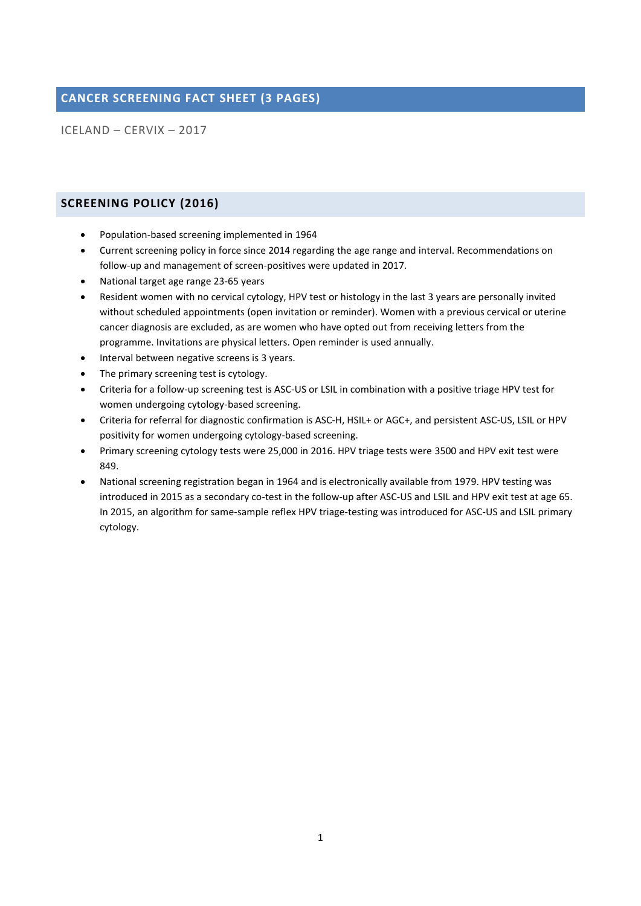# CANCER SCREENING FACT SHEET (3 PAGES)

ICELAND – CERVIX – 2017

## SCREENING POLICY (2016)

- Population-based screening implemented in 1964
- Current screening policy in force since 2014 regarding the age range and interval. Recommendations on follow-up and management of screen-positives were updated in 2017.
- National target age range 23-65 years
- Resident women with no cervical cytology, HPV test or histology in the last 3 years are personally invited without scheduled appointments (open invitation or reminder). Women with a previous cervical or uterine cancer diagnosis are excluded, as are women who have opted out from receiving letters from the programme. Invitations are physical letters. Open reminder is used annually.
- Interval between negative screens is 3 years.
- The primary screening test is cytology.
- Criteria for a follow-up screening test is ASC-US or LSIL in combination with a positive triage HPV test for women undergoing cytology-based screening.
- Criteria for referral for diagnostic confirmation is ASC-H, HSIL+ or AGC+, and persistent ASC-US, LSIL or HPV positivity for women undergoing cytology-based screening.
- Primary screening cytology tests were 25,000 in 2016. HPV triage tests were 3500 and HPV exit test were 849.
- National screening registration began in 1964 and is electronically available from 1979. HPV testing was introduced in 2015 as a secondary co-test in the follow-up after ASC-US and LSIL and HPV exit test at age 65. In 2015, an algorithm for same-sample reflex HPV triage-testing was introduced for ASC-US and LSIL primary cytology.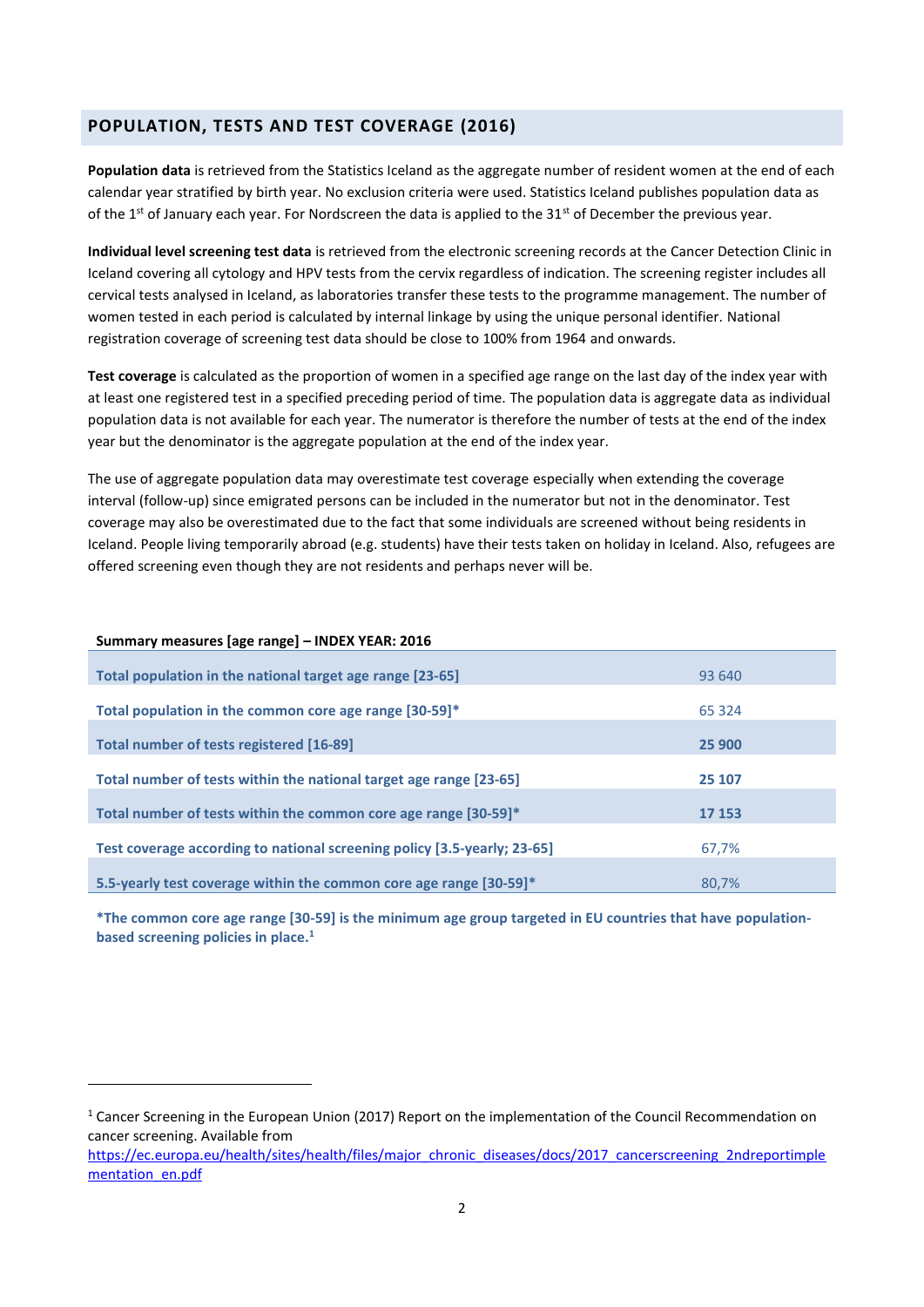## POPULATION, TESTS AND TEST COVERAGE (2016)

**Population data** is retrieved from the Statistics Iceland as the aggregate number of resident women at the end of each calendar year stratified by birth year. No exclusion criteria were used. Statistics Iceland publishes population data as of the 1st of January each year. For Nordscreen the data is applied to the 31st of December the previous year.

**Individual level screening test data** is retrieved from the electronic screening records at the Cancer Detection Clinic in Iceland covering all cytology and HPV tests from the cervix regardless of indication. The screening register includes all cervical tests analysed in Iceland, as laboratories transfer these tests to the programme management. The number of women tested in each period is calculated by internal linkage by using the unique personal identifier. National registration coverage of screening test data should be close to 100% from 1964 and onwards.

**Test coverage** is calculated as the proportion of women in a specified age range on the last day of the index year with at least one registered test in a specified preceding period of time. The population data is aggregate data as individual population data is not available for each year. The numerator is therefore the number of tests at the end of the index year but the denominator is the aggregate population at the end of the index year.

The use of aggregate population data may overestimate test coverage especially when extending the coverage interval (follow-up) since emigrated persons can be included in the numerator but not in the denominator. Test coverage may also be overestimated due to the fact that some individuals are screened without being residents in Iceland. People living temporarily abroad (e.g. students) have their tests taken on holiday in Iceland. Also, refugees are offered screening even though they are not residents and perhaps never will be.

| Summary measures [age range] – INDEX YEAR: 2016 | |
|---|---|
| Total population in the national target age range [23-65] | 93 640 |
| Total population in the common core age range [30-59]* | 65 324 |
| Total number of tests registered [16-89] | **25 900** |
| Total number of tests within the national target age range [23-65] | **25 107** |
| Total number of tests within the common core age range [30-59]* | **17 153** |
| Test coverage according to national screening policy [3.5-yearly; 23-65] | 67,7% |
| 5.5-yearly test coverage within the common core age range [30-59]* | 80,7% |

**\*The common core age range [30-59] is the minimum age group targeted in EU countries that have population-based screening policies in place.[1]**

[1] Cancer Screening in the European Union (2017) Report on the implementation of the Council Recommendation on cancer screening. Available from https://ec.europa.eu/health/sites/health/files/major_chronic_diseases/docs/2017_cancerscreening_2ndreportimplementation_en.pdf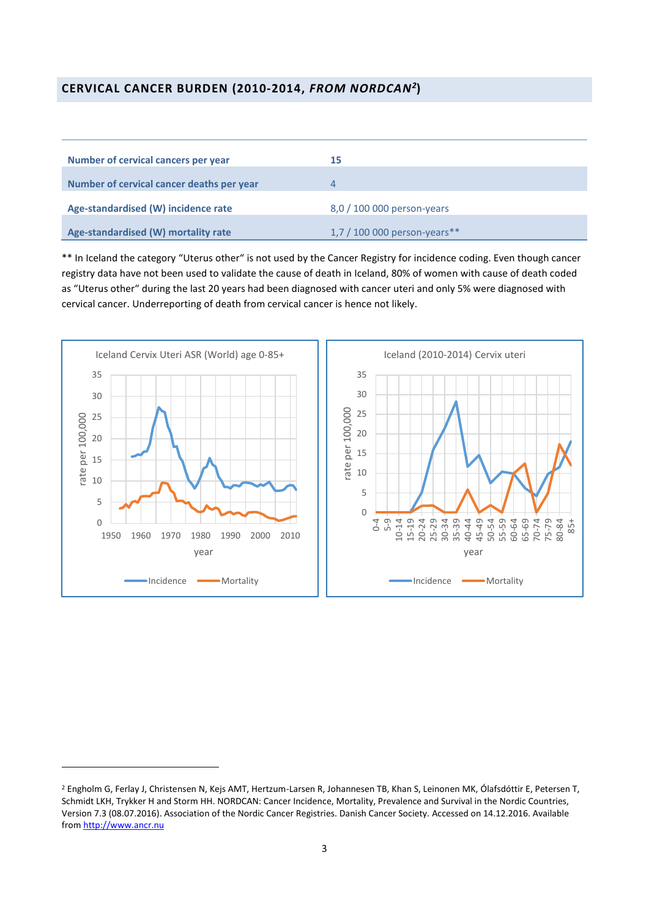## CERVICAL CANCER BURDEN (2010-2014, *FROM NORDCAN*[2])

| | |
|---|---|
| **Number of cervical cancers per year** | **15** |
| **Number of cervical cancer deaths per year** | 4 |
| **Age-standardised (W) incidence rate** | 8,0 / 100 000 person-years |
| **Age-standardised (W) mortality rate** | 1,7 / 100 000 person-years** |

** In Iceland the category “Uterus other“ is not used by the Cancer Registry for incidence coding. Even though cancer registry data have not been used to validate the cause of death in Iceland, 80% of women with cause of death coded as “Uterus other“ during the last 20 years had been diagnosed with cancer uteri and only 5% were diagnosed with cervical cancer. Underreporting of death from cervical cancer is hence not likely.

Iceland Cervix Uteri ASR (World) age 0-85+

rate per 100,000

0
5
10
15
20
25
30
35

1950 1960 1970 1980 1990 2000 2010

year

Incidence
Mortality

Iceland (2010-2014) Cervix uteri

rate per 100,000

0
5
10
15
20
25
30
35

0-4 5-9 10-14 15-19 20-24 25-29 30-34 35-39 40-44 45-49 50-54 55-59 60-64 65-69 70-74 75-79 80-84 85+

year

Incidence
Mortality

[2] Engholm G, Ferlay J, Christensen N, Kejs AMT, Hertzum-Larsen R, Johannesen TB, Khan S, Leinonen MK, Ólafsdóttir E, Petersen T, Schmidt LKH, Trykker H and Storm HH. NORDCAN: Cancer Incidence, Mortality, Prevalence and Survival in the Nordic Countries, Version 7.3 (08.07.2016). Association of the Nordic Cancer Registries. Danish Cancer Society. Accessed on 14.12.2016. Available from http://www.ancr.nu